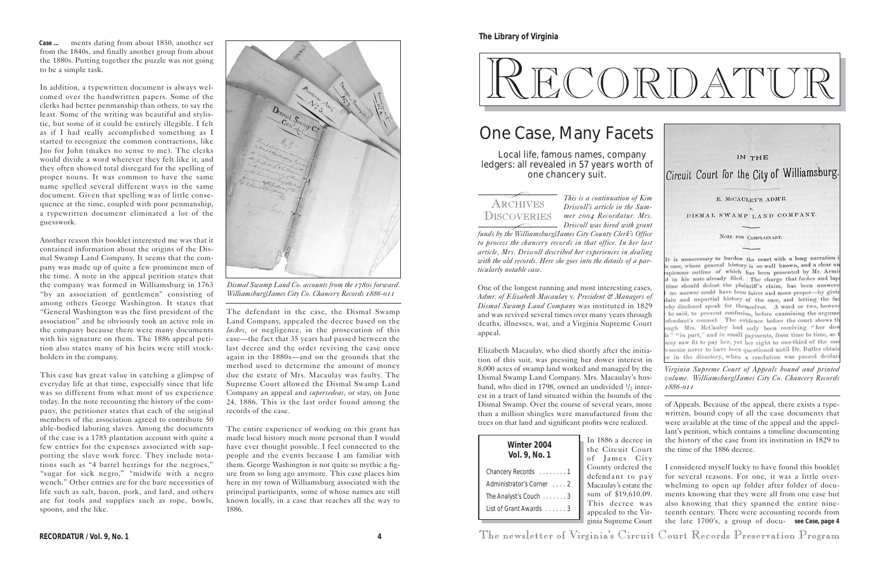**The Library of Virginia**

# RECORDATUR

## One Case, Many Facets

Local life, famous names, company ledgers: all revealed in 57 years worth of one chancery suit.

ARCHIVES DISCOVERIES

*This is a continuation of Kim Driscoll's article in the Summer 2004 Recordatur. Mrs. Driscoll was hired with grant funds by the Williamsburg/James City County Clerk's Office to process the chancery records in that office. In her last article, Mrs. Driscoll described her experiences in dealing with the old records. Here she goes into the details of a particularly notable case.*

One of the longest running and most interesting cases, *Admr. of Elizabeth Macaulay* v. *President & Managers of Dismal Swamp Land Company* was instituted in 1829 and was revived several times over many years through deaths, illnesses, war, and a Virginia Supreme Court appeal.

Elizabeth Macaulay, who died shortly after the initiation of this suit, was pressing her dower interest in 8,000 acres of swamp land worked and managed by the Dismal Swamp Land Company. Mrs. Macaulay's husband, who died in 1798, owned an undivided 1/2 interest in a tract of land situated within the bounds of the Dismal Swamp. Over the course of several years, more than a million shingles were manufactured from the trees on that land and significant profits were realized.

| Winter 2004 Vol. 9, No. 1 | |
|---|---|
| Chancery Records | 1 |
| Administrator's Corner | 2 |
| The Analyst's Couch | 3 |
| List of Grant Awards | 3 |

In 1886 a decree in the Circuit Court of James City County ordered the defendant to pay Macaulay's estate the sum of $19,610.09. This decree was appealed to the Virginia Supreme Court of Appeals. Because of the appeal, there exists a typewritten, bound copy of all the case documents that were available at the time of the appeal and the appellant's petition, which contains a timeline documenting the history of the case from its institution in 1829 to the time of the 1886 decree.

*Virginia Supreme Court of Appeals bound and printed volume. Williamsburg/James City Co. Chancery Records 1886-011*

I considered myself lucky to have found this booklet for several reasons. For one, it was a little overwhelming to open up folder after folder of documents knowing that they were all from one case but also knowing that they spanned the entire nineteenth century. There were accounting records from the late 1700's, a group of docu- **see Case, page 4**

The newsletter of Virginia's Circuit Court Records Preservation Program

**Case ...** ments dating from about 1830, another set from the 1840s, and finally another group from about the 1880s. Putting together the puzzle was not going to be a simple task.

In addition, a typewritten document is always welcomed over the handwritten papers. Some of the clerks had better penmanship than others, to say the least. Some of the writing was beautiful and stylistic, but some of it could be entirely illegible. I felt as if I had really accomplished something as I started to recognize the common contractions, like Jno for John (makes no sense to me). The clerks would divide a word wherever they felt like it, and they often showed total disregard for the spelling of proper nouns. It was common to have the same name spelled several different ways in the same document. Given that spelling was of little consequence at the time, coupled with poor penmanship, a typewritten document eliminated a lot of the guesswork.

Another reason this booklet interested me was that it contained information about the origins of the Dismal Swamp Land Company. It seems that the company was made up of quite a few prominent men of the time. A note in the appeal petition states that the company was formed in Williamsburg in 1763 "by an association of gentlemen" consisting of among others George Washington. It states that "General Washington was the first president of the association" and he obviously took an active role in the company because there were many documents with his signature on them. The 1886 appeal petition also states many of his heirs were still stockholders in the company.

This case has great value in catching a glimpse of everyday life at that time, especially since that life was so different from what most of us experience today. In the note recounting the history of the company, the petitioner states that each of the original members of the association agreed to contribute 50 able-bodied laboring slaves. Among the documents of the case is a 1785 plantation account with quite a few entries for the expenses associated with supporting the slave work force. They include notations such as "4 barrel herrings for the negroes," "sugar for sick negro," "midwife with a negro wench." Other entries are for the bare necessities of life such as salt, bacon, pork, and lard, and others are for tools and supplies such as rope, bowls, spoons, and the like.

*Dismal Swamp Land Co. accounts from the 1780s forward. Williamsburg/James City Co. Chancery Records 1886-011*

The defendant in the case, the Dismal Swamp Land Company, appealed the decree based on the *laches*, or negligence, in the prosecution of this case—the fact that 35 years had passed between the last decree and the order reviving the case once again in the 1880s—and on the grounds that the method used to determine the amount of money due the estate of Mrs. Macaulay was faulty. The Supreme Court allowed the Dismal Swamp Land Company an appeal and *supersedeas*, or stay, on June 24, 1886. This is the last order found among the records of the case.

The entire experience of working on this grant has made local history much more personal than I would have ever thought possible. I feel connected to the people and the events because I am familiar with them. George Washington is not quite so mythic a figure from so long ago anymore. This case places him here in my town of Williamsburg associated with the principal participants, some of whose names are still known locally, in a case that reaches all the way to 1886.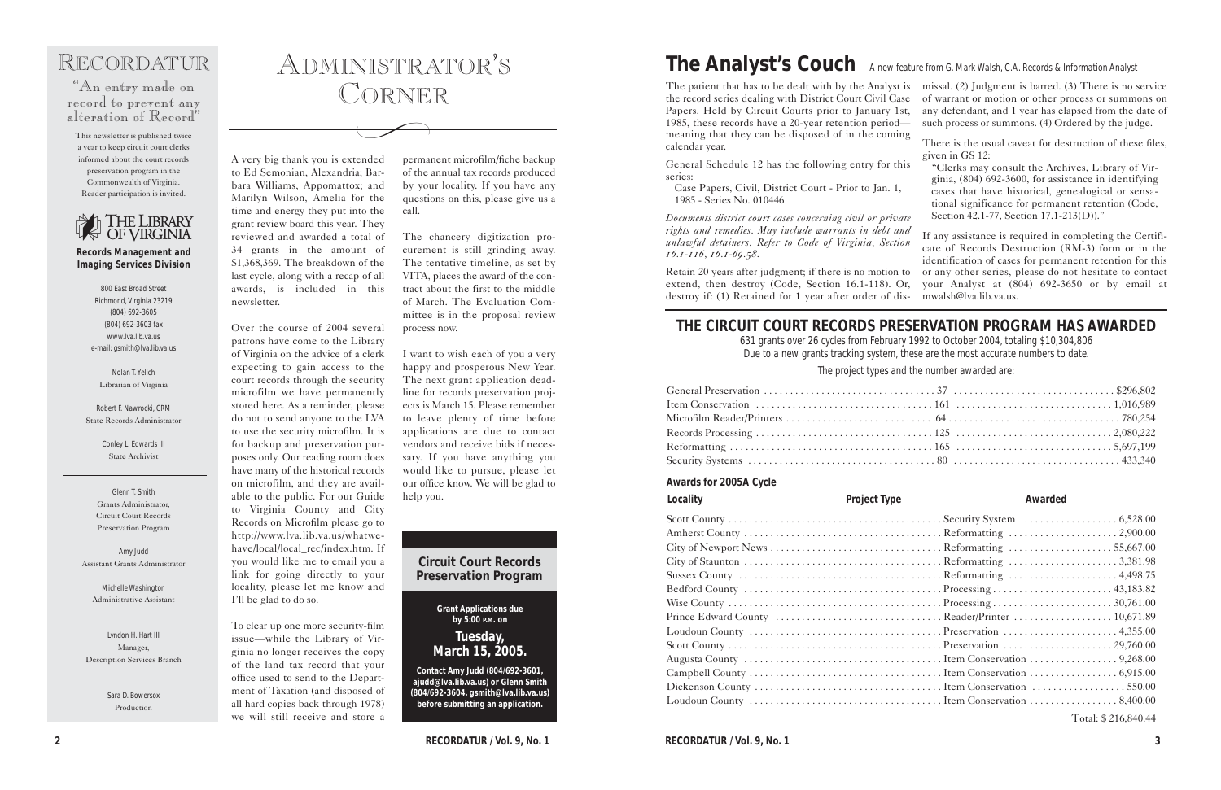# RECORDATUR

"An entry made on record to prevent any alteration of Record"

This newsletter is published twice a year to keep circuit court clerks informed about the court records preservation program in the Commonwealth of Virginia. Reader participation is invited.

THE LIBRARY OF VIRGINIA

**Records Management and Imaging Services Division**

800 East Broad Street
Richmond, Virginia 23219
(804) 692-3605
(804) 692-3603 fax
www.lva.lib.va.us
e-mail: gsmith@lva.lib.va.us

Nolan T. Yelich
Librarian of Virginia

Robert F. Nawrocki, CRM
State Records Administrator

Conley L. Edwards III
State Archivist

Glenn T. Smith
Grants Administrator,
Circuit Court Records
Preservation Program

Amy Judd
Assistant Grants Administrator

Michelle Washington
Administrative Assistant

Lyndon H. Hart III
Manager,
Description Services Branch

Sara D. Bowersox
Production

# ADMINISTRATOR'S CORNER

A very big thank you is extended to Ed Semonian, Alexandria; Barbara Williams, Appomattox; and Marilyn Wilson, Amelia for the time and energy they put into the grant review board this year. They reviewed and awarded a total of 34 grants in the amount of $1,368,369. The breakdown of the last cycle, along with a recap of all awards, is included in this newsletter.

Over the course of 2004 several patrons have come to the Library of Virginia on the advice of a clerk expecting to gain access to the court records through the security microfilm we have permanently stored here. As a reminder, please do not to send anyone to the LVA to use the security microfilm. It is for backup and preservation purposes only. Our reading room does have many of the historical records on microfilm, and they are available to the public. For our Guide to Virginia County and City Records on Microfilm please go to http://www.lva.lib.va.us/whatwehave/local/local_rec/index.htm. If you would like me to email you a link for going directly to your locality, please let me know and I'll be glad to do so.

To clear up one more security-film issue—while the Library of Virginia no longer receives the copy of the land tax record that your office used to send to the Department of Taxation (and disposed of all hard copies back through 1978) we will still receive and store a permanent microfilm/fiche backup of the annual tax records produced by your locality. If you have any questions on this, please give us a call.

The chancery digitization procurement is still grinding away. The tentative timeline, as set by VITA, places the award of the contract about the first to the middle of March. The Evaluation Committee is in the proposal review process now.

I want to wish each of you a very happy and prosperous New Year. The next grant application deadline for records preservation projects is March 15. Please remember to leave plenty of time before applications are due to contact vendors and receive bids if necessary. If you have anything you would like to pursue, please let our office know. We will be glad to help you.

**Circuit Court Records Preservation Program**

**Grant Applications due by 5:00 P.M. on**

**Tuesday, March 15, 2005.**

**Contact Amy Judd (804/692-3601, ajudd@lva.lib.va.us) or Glenn Smith (804/692-3604, gsmith@lva.lib.va.us) before submitting an application.**

# The Analyst's Couch

A new feature from G. Mark Walsh, C.A. Records & Information Analyst

The patient that has to be dealt with by the Analyst is the record series dealing with District Court Civil Case Papers. Held by Circuit Courts prior to January 1st, 1985, these records have a 20-year retention period—meaning that they can be disposed of in the coming calendar year.

General Schedule 12 has the following entry for this series:

Case Papers, Civil, District Court - Prior to Jan. 1, 1985 - Series No. 010446

*Documents district court cases concerning civil or private rights and remedies. May include warrants in debt and unlawful detainers. Refer to Code of Virginia, Section 16.1-116, 16.1-69.58.*

Retain 20 years after judgment; if there is no motion to extend, then destroy (Code, Section 16.1-118). Or, destroy if: (1) Retained for 1 year after order of dismissal. (2) Judgment is barred. (3) There is no service of warrant or motion or other process or summons on any defendant, and 1 year has elapsed from the date of such process or summons. (4) Ordered by the judge.

There is the usual caveat for destruction of these files, given in GS 12:

"Clerks may consult the Archives, Library of Virginia, (804) 692-3600, for assistance in identifying cases that have historical, genealogical or sensational significance for permanent retention (Code, Section 42.1-77, Section 17.1-213(D))."

If any assistance is required in completing the Certificate of Records Destruction (RM-3) form or in the identification of cases for permanent retention for this or any other series, please do not hesitate to contact your Analyst at (804) 692-3650 or by email at mwalsh@lva.lib.va.us.

## THE CIRCUIT COURT RECORDS PRESERVATION PROGRAM HAS AWARDED

631 grants over 26 cycles from February 1992 to October 2004, totaling $10,304,806

Due to a new grants tracking system, these are the most accurate numbers to date.

The project types and the number awarded are:

| | | |
|---|---|---|
| General Preservation | 37 | $296,802 |
| Item Conservation | 161 | 1,016,989 |
| Microfilm Reader/Printers | 64 | 780,254 |
| Records Processing | 125 | 2,080,222 |
| Reformatting | 165 | 5,697,199 |
| Security Systems | 80 | 433,340 |

**Awards for 2005A Cycle**

| Locality | Project Type | Awarded |
|---|---|---|
| Scott County | Security System | 6,528.00 |
| Amherst County | Reformatting | 2,900.00 |
| City of Newport News | Reformatting | 55,667.00 |
| City of Staunton | Reformatting | 3,381.98 |
| Sussex County | Reformatting | 4,498.75 |
| Bedford County | Processing | 43,183.82 |
| Wise County | Processing | 30,761.00 |
| Prince Edward County | Reader/Printer | 10,671.89 |
| Loudoun County | Preservation | 4,355.00 |
| Scott County | Preservation | 29,760.00 |
| Augusta County | Item Conservation | 9,268.00 |
| Campbell County | Item Conservation | 6,915.00 |
| Dickenson County | Item Conservation | 550.00 |
| Loudoun County | Item Conservation | 8,400.00 |
| | | Total: $ 216,840.44 |